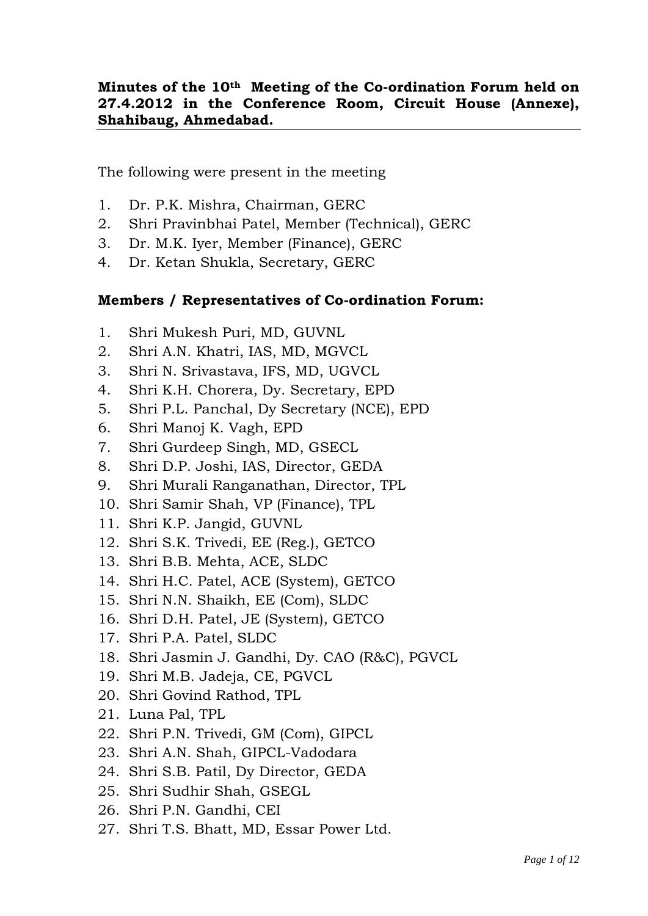**Minutes of the 10th Meeting of the Co-ordination Forum held on 27.4.2012 in the Conference Room, Circuit House (Annexe), Shahibaug, Ahmedabad.**

The following were present in the meeting

1. Dr. P.K. Mishra, Chairman, GERC
2. Shri Pravinbhai Patel, Member (Technical), GERC
3. Dr. M.K. Iyer, Member (Finance), GERC
4. Dr. Ketan Shukla, Secretary, GERC

**Members / Representatives of Co-ordination Forum:**

1. Shri Mukesh Puri, MD, GUVNL
2. Shri A.N. Khatri, IAS, MD, MGVCL
3. Shri N. Srivastava, IFS, MD, UGVCL
4. Shri K.H. Chorera, Dy. Secretary, EPD
5. Shri P.L. Panchal, Dy Secretary (NCE), EPD
6. Shri Manoj K. Vagh, EPD
7. Shri Gurdeep Singh, MD, GSECL
8. Shri D.P. Joshi, IAS, Director, GEDA
9. Shri Murali Ranganathan, Director, TPL
10. Shri Samir Shah, VP (Finance), TPL
11. Shri K.P. Jangid, GUVNL
12. Shri S.K. Trivedi, EE (Reg.), GETCO
13. Shri B.B. Mehta, ACE, SLDC
14. Shri H.C. Patel, ACE (System), GETCO
15. Shri N.N. Shaikh, EE (Com), SLDC
16. Shri D.H. Patel, JE (System), GETCO
17. Shri P.A. Patel, SLDC
18. Shri Jasmin J. Gandhi, Dy. CAO (R&C), PGVCL
19. Shri M.B. Jadeja, CE, PGVCL
20. Shri Govind Rathod, TPL
21. Luna Pal, TPL
22. Shri P.N. Trivedi, GM (Com), GIPCL
23. Shri A.N. Shah, GIPCL-Vadodara
24. Shri S.B. Patil, Dy Director, GEDA
25. Shri Sudhir Shah, GSEGL
26. Shri P.N. Gandhi, CEI
27. Shri T.S. Bhatt, MD, Essar Power Ltd.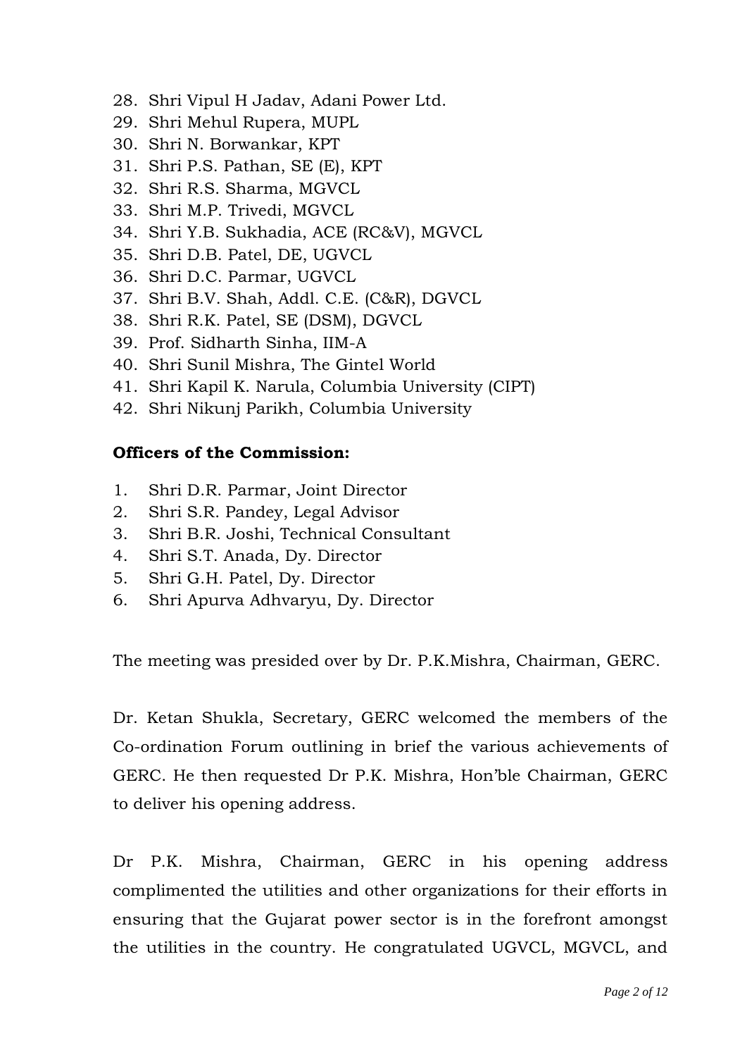28. Shri Vipul H Jadav, Adani Power Ltd.
29. Shri Mehul Rupera, MUPL
30. Shri N. Borwankar, KPT
31. Shri P.S. Pathan, SE (E), KPT
32. Shri R.S. Sharma, MGVCL
33. Shri M.P. Trivedi, MGVCL
34. Shri Y.B. Sukhadia, ACE (RC&V), MGVCL
35. Shri D.B. Patel, DE, UGVCL
36. Shri D.C. Parmar, UGVCL
37. Shri B.V. Shah, Addl. C.E. (C&R), DGVCL
38. Shri R.K. Patel, SE (DSM), DGVCL
39. Prof. Sidharth Sinha, IIM-A
40. Shri Sunil Mishra, The Gintel World
41. Shri Kapil K. Narula, Columbia University (CIPT)
42. Shri Nikunj Parikh, Columbia University

**Officers of the Commission:**

1. Shri D.R. Parmar, Joint Director
2. Shri S.R. Pandey, Legal Advisor
3. Shri B.R. Joshi, Technical Consultant
4. Shri S.T. Anada, Dy. Director
5. Shri G.H. Patel, Dy. Director
6. Shri Apurva Adhvaryu, Dy. Director

The meeting was presided over by Dr. P.K.Mishra, Chairman, GERC.

Dr. Ketan Shukla, Secretary, GERC welcomed the members of the Co-ordination Forum outlining in brief the various achievements of GERC. He then requested Dr P.K. Mishra, Hon'ble Chairman, GERC to deliver his opening address.

Dr P.K. Mishra, Chairman, GERC in his opening address complimented the utilities and other organizations for their efforts in ensuring that the Gujarat power sector is in the forefront amongst the utilities in the country. He congratulated UGVCL, MGVCL, and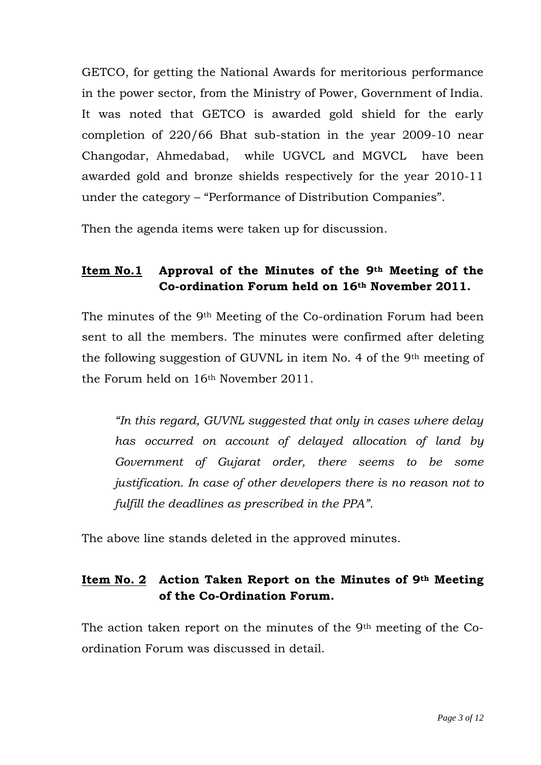GETCO, for getting the National Awards for meritorious performance in the power sector, from the Ministry of Power, Government of India. It was noted that GETCO is awarded gold shield for the early completion of 220/66 Bhat sub-station in the year 2009-10 near Changodar, Ahmedabad, while UGVCL and MGVCL have been awarded gold and bronze shields respectively for the year 2010-11 under the category – "Performance of Distribution Companies".

Then the agenda items were taken up for discussion.

**Item No.1 Approval of the Minutes of the 9th Meeting of the Co-ordination Forum held on 16th November 2011.**

The minutes of the 9th Meeting of the Co-ordination Forum had been sent to all the members. The minutes were confirmed after deleting the following suggestion of GUVNL in item No. 4 of the 9th meeting of the Forum held on 16th November 2011.

> *"In this regard, GUVNL suggested that only in cases where delay has occurred on account of delayed allocation of land by Government of Gujarat order, there seems to be some justification. In case of other developers there is no reason not to fulfill the deadlines as prescribed in the PPA".*

The above line stands deleted in the approved minutes.

**Item No. 2 Action Taken Report on the Minutes of 9th Meeting of the Co-Ordination Forum.**

The action taken report on the minutes of the 9th meeting of the Co-ordination Forum was discussed in detail.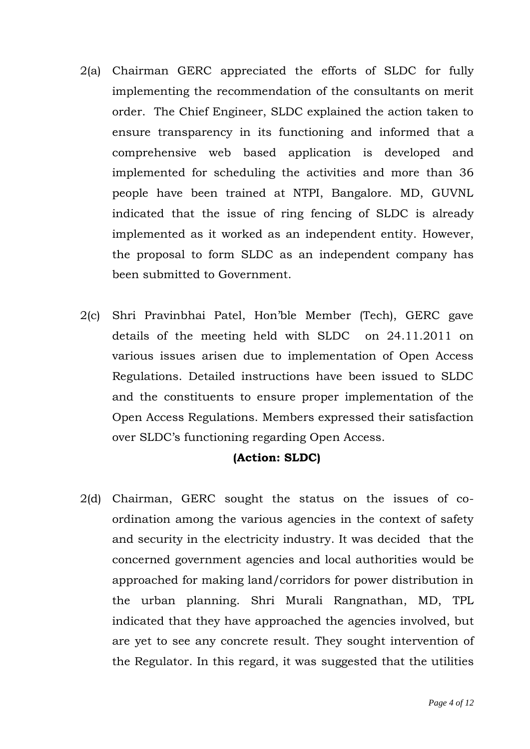2(a) Chairman GERC appreciated the efforts of SLDC for fully implementing the recommendation of the consultants on merit order. The Chief Engineer, SLDC explained the action taken to ensure transparency in its functioning and informed that a comprehensive web based application is developed and implemented for scheduling the activities and more than 36 people have been trained at NTPI, Bangalore. MD, GUVNL indicated that the issue of ring fencing of SLDC is already implemented as it worked as an independent entity. However, the proposal to form SLDC as an independent company has been submitted to Government.

2(c) Shri Pravinbhai Patel, Hon'ble Member (Tech), GERC gave details of the meeting held with SLDC on 24.11.2011 on various issues arisen due to implementation of Open Access Regulations. Detailed instructions have been issued to SLDC and the constituents to ensure proper implementation of the Open Access Regulations. Members expressed their satisfaction over SLDC's functioning regarding Open Access.

**(Action: SLDC)**

2(d) Chairman, GERC sought the status on the issues of co-ordination among the various agencies in the context of safety and security in the electricity industry. It was decided that the concerned government agencies and local authorities would be approached for making land/corridors for power distribution in the urban planning. Shri Murali Rangnathan, MD, TPL indicated that they have approached the agencies involved, but are yet to see any concrete result. They sought intervention of the Regulator. In this regard, it was suggested that the utilities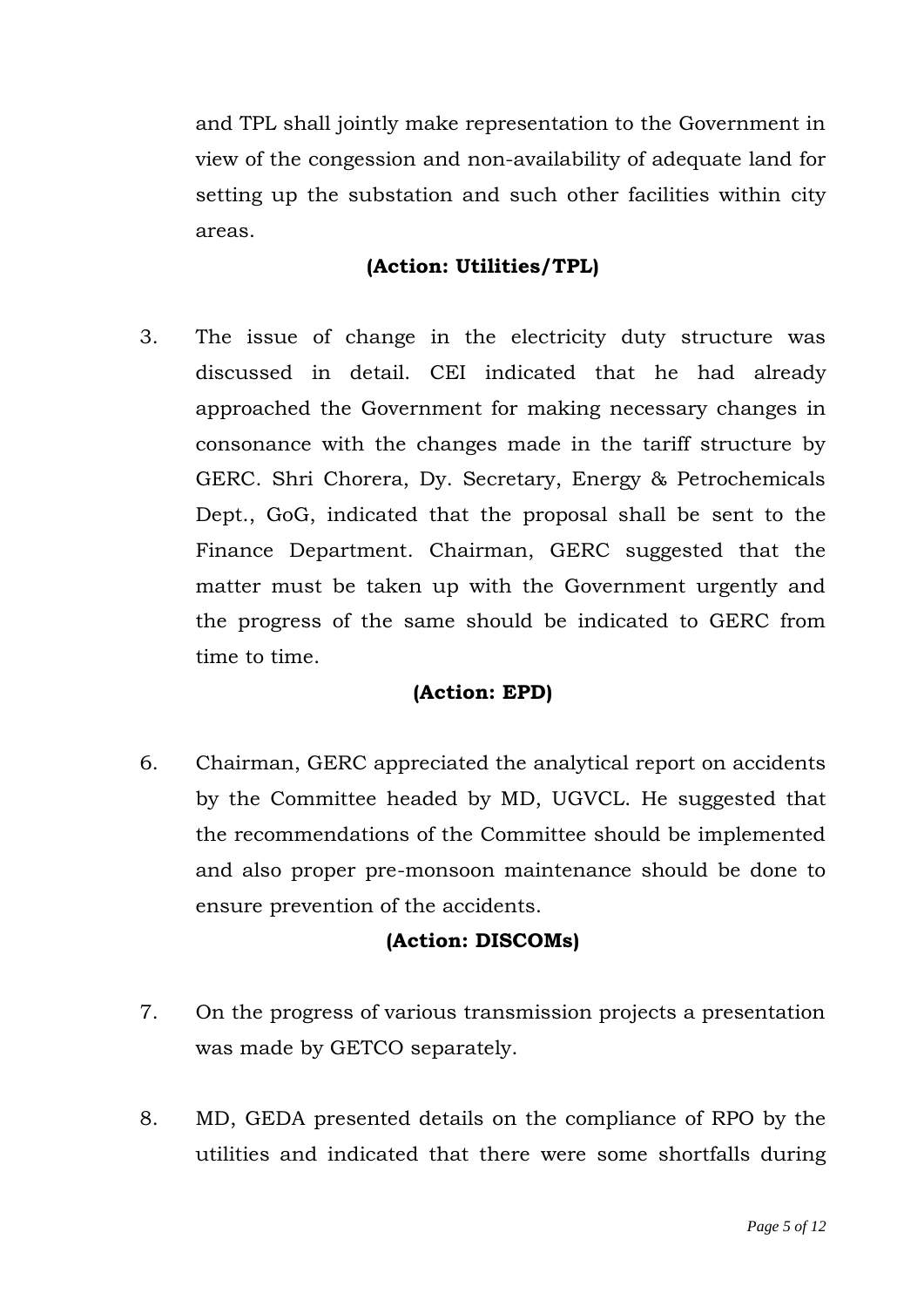and TPL shall jointly make representation to the Government in view of the congession and non-availability of adequate land for setting up the substation and such other facilities within city areas.

**(Action: Utilities/TPL)**

3. The issue of change in the electricity duty structure was discussed in detail. CEI indicated that he had already approached the Government for making necessary changes in consonance with the changes made in the tariff structure by GERC. Shri Chorera, Dy. Secretary, Energy & Petrochemicals Dept., GoG, indicated that the proposal shall be sent to the Finance Department. Chairman, GERC suggested that the matter must be taken up with the Government urgently and the progress of the same should be indicated to GERC from time to time.

**(Action: EPD)**

6. Chairman, GERC appreciated the analytical report on accidents by the Committee headed by MD, UGVCL. He suggested that the recommendations of the Committee should be implemented and also proper pre-monsoon maintenance should be done to ensure prevention of the accidents.

**(Action: DISCOMs)**

7. On the progress of various transmission projects a presentation was made by GETCO separately.

8. MD, GEDA presented details on the compliance of RPO by the utilities and indicated that there were some shortfalls during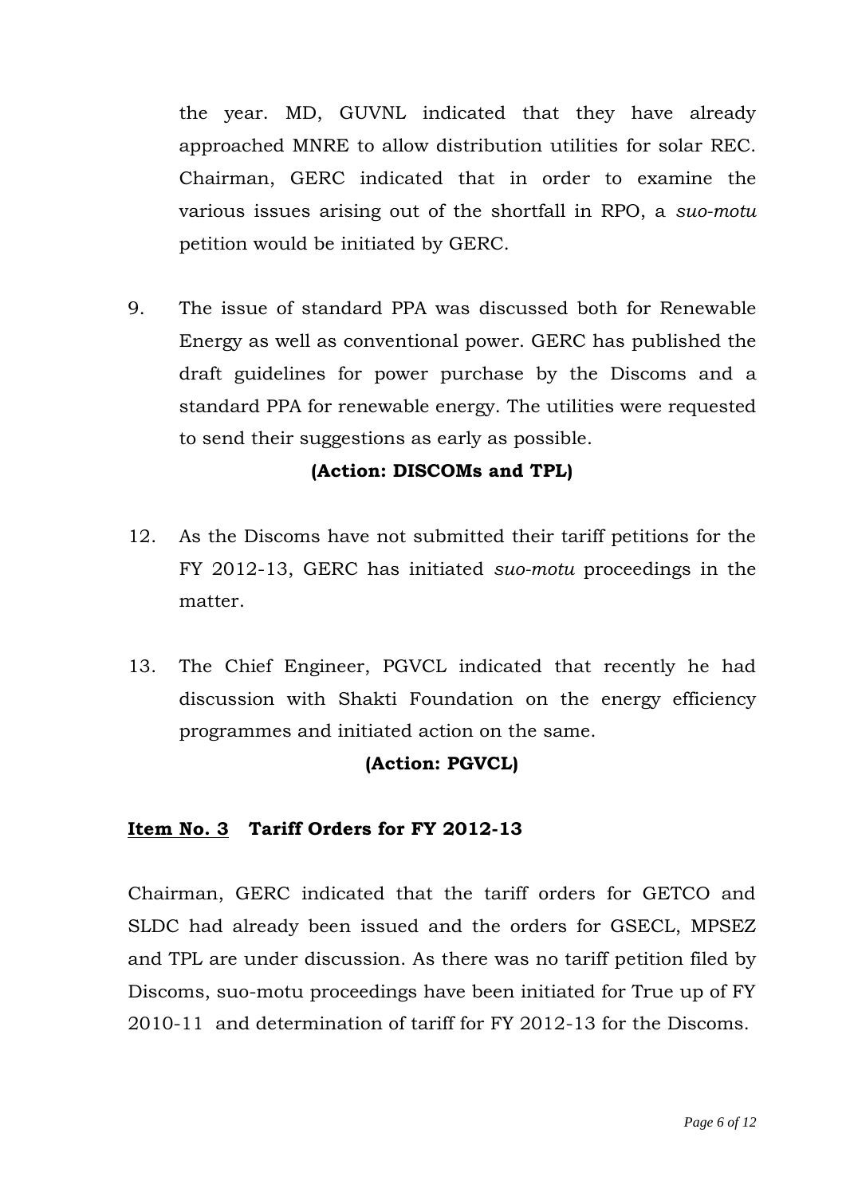the year. MD, GUVNL indicated that they have already approached MNRE to allow distribution utilities for solar REC. Chairman, GERC indicated that in order to examine the various issues arising out of the shortfall in RPO, a *suo-motu* petition would be initiated by GERC.

9. The issue of standard PPA was discussed both for Renewable Energy as well as conventional power. GERC has published the draft guidelines for power purchase by the Discoms and a standard PPA for renewable energy. The utilities were requested to send their suggestions as early as possible.

**(Action: DISCOMs and TPL)**

12. As the Discoms have not submitted their tariff petitions for the FY 2012-13, GERC has initiated *suo-motu* proceedings in the matter.

13. The Chief Engineer, PGVCL indicated that recently he had discussion with Shakti Foundation on the energy efficiency programmes and initiated action on the same.

**(Action: PGVCL)**

**Item No. 3 Tariff Orders for FY 2012-13**

Chairman, GERC indicated that the tariff orders for GETCO and SLDC had already been issued and the orders for GSECL, MPSEZ and TPL are under discussion. As there was no tariff petition filed by Discoms, suo-motu proceedings have been initiated for True up of FY 2010-11 and determination of tariff for FY 2012-13 for the Discoms.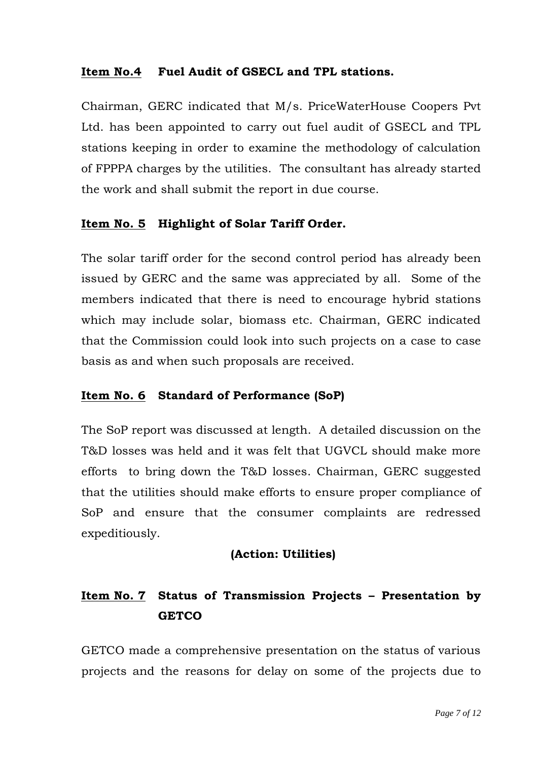**Item No.4 Fuel Audit of GSECL and TPL stations.**

Chairman, GERC indicated that M/s. PriceWaterHouse Coopers Pvt Ltd. has been appointed to carry out fuel audit of GSECL and TPL stations keeping in order to examine the methodology of calculation of FPPPA charges by the utilities. The consultant has already started the work and shall submit the report in due course.

**Item No. 5 Highlight of Solar Tariff Order.**

The solar tariff order for the second control period has already been issued by GERC and the same was appreciated by all. Some of the members indicated that there is need to encourage hybrid stations which may include solar, biomass etc. Chairman, GERC indicated that the Commission could look into such projects on a case to case basis as and when such proposals are received.

**Item No. 6 Standard of Performance (SoP)**

The SoP report was discussed at length. A detailed discussion on the T&D losses was held and it was felt that UGVCL should make more efforts to bring down the T&D losses. Chairman, GERC suggested that the utilities should make efforts to ensure proper compliance of SoP and ensure that the consumer complaints are redressed expeditiously.

**(Action: Utilities)**

**Item No. 7 Status of Transmission Projects – Presentation by GETCO**

GETCO made a comprehensive presentation on the status of various projects and the reasons for delay on some of the projects due to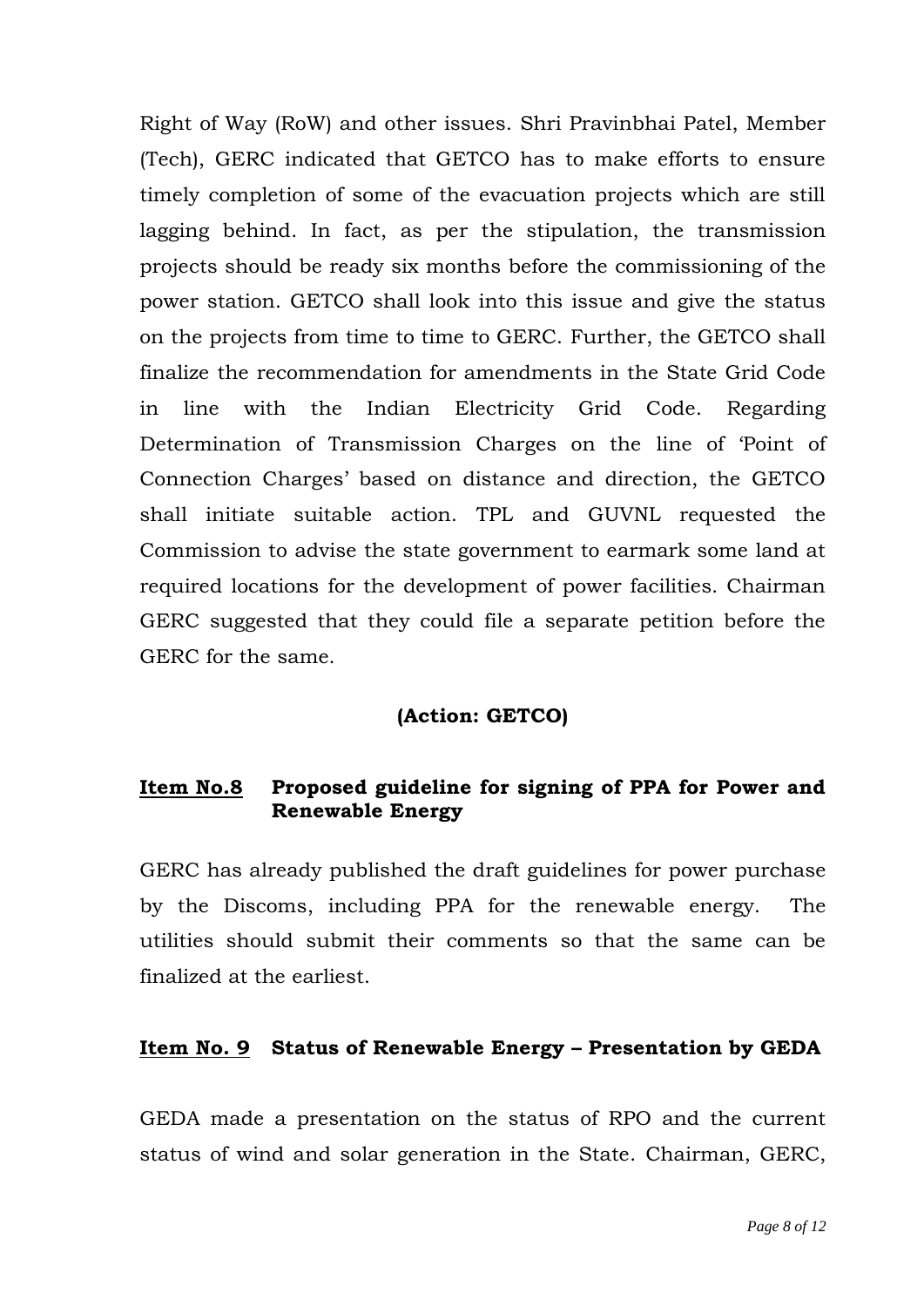Right of Way (RoW) and other issues. Shri Pravinbhai Patel, Member (Tech), GERC indicated that GETCO has to make efforts to ensure timely completion of some of the evacuation projects which are still lagging behind. In fact, as per the stipulation, the transmission projects should be ready six months before the commissioning of the power station. GETCO shall look into this issue and give the status on the projects from time to time to GERC. Further, the GETCO shall finalize the recommendation for amendments in the State Grid Code in line with the Indian Electricity Grid Code. Regarding Determination of Transmission Charges on the line of 'Point of Connection Charges' based on distance and direction, the GETCO shall initiate suitable action. TPL and GUVNL requested the Commission to advise the state government to earmark some land at required locations for the development of power facilities. Chairman GERC suggested that they could file a separate petition before the GERC for the same.

**(Action: GETCO)**

**<u>Item No.8</u> Proposed guideline for signing of PPA for Power and Renewable Energy**

GERC has already published the draft guidelines for power purchase by the Discoms, including PPA for the renewable energy. The utilities should submit their comments so that the same can be finalized at the earliest.

**<u>Item No. 9</u> Status of Renewable Energy – Presentation by GEDA**

GEDA made a presentation on the status of RPO and the current status of wind and solar generation in the State. Chairman, GERC,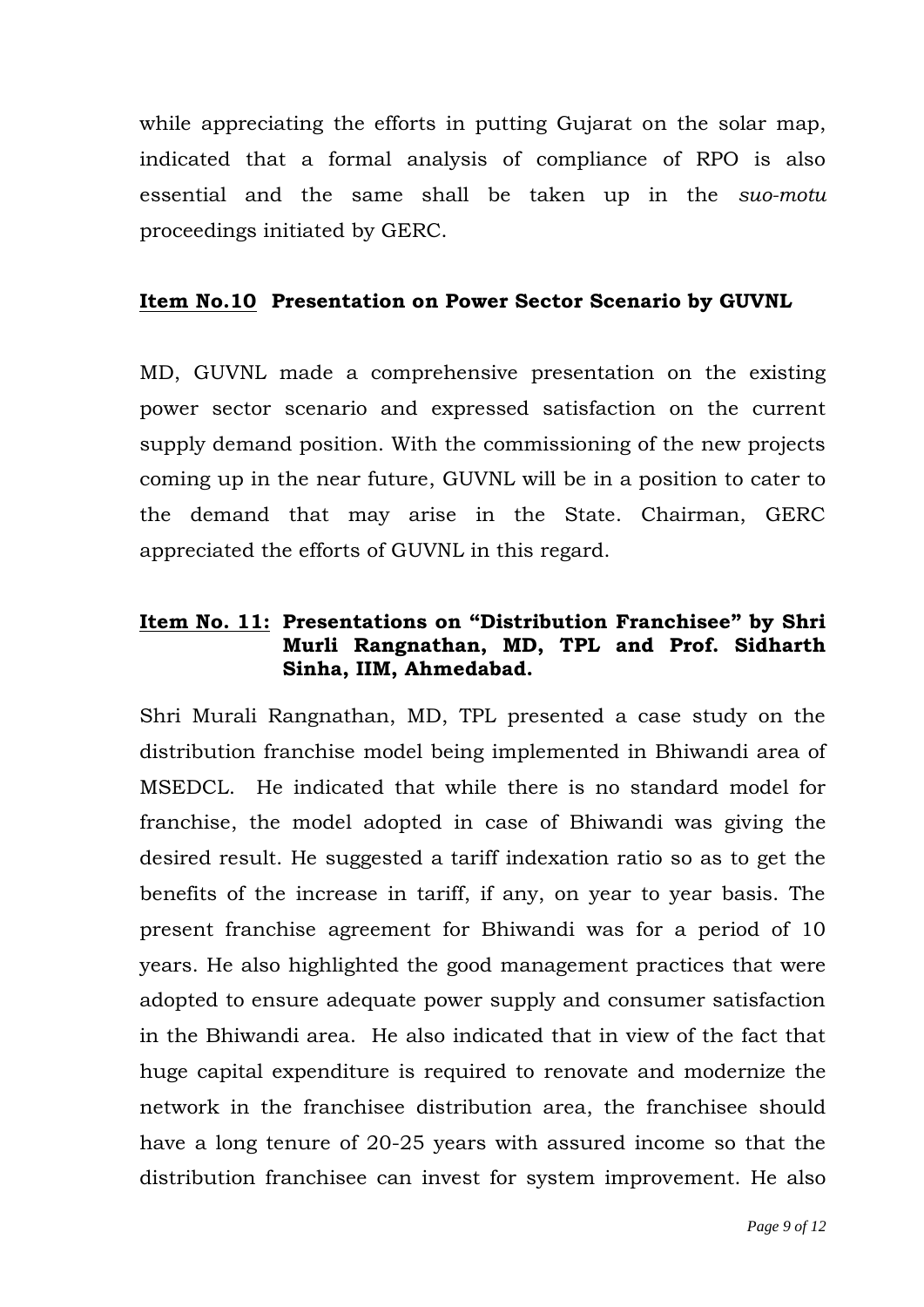while appreciating the efforts in putting Gujarat on the solar map, indicated that a formal analysis of compliance of RPO is also essential and the same shall be taken up in the *suo-motu* proceedings initiated by GERC.

### <u>Item No.10</u> Presentation on Power Sector Scenario by GUVNL

MD, GUVNL made a comprehensive presentation on the existing power sector scenario and expressed satisfaction on the current supply demand position. With the commissioning of the new projects coming up in the near future, GUVNL will be in a position to cater to the demand that may arise in the State. Chairman, GERC appreciated the efforts of GUVNL in this regard.

### <u>Item No. 11:</u> Presentations on "Distribution Franchisee" by Shri Murli Rangnathan, MD, TPL and Prof. Sidharth Sinha, IIM, Ahmedabad.

Shri Murali Rangnathan, MD, TPL presented a case study on the distribution franchise model being implemented in Bhiwandi area of MSEDCL. He indicated that while there is no standard model for franchise, the model adopted in case of Bhiwandi was giving the desired result. He suggested a tariff indexation ratio so as to get the benefits of the increase in tariff, if any, on year to year basis. The present franchise agreement for Bhiwandi was for a period of 10 years. He also highlighted the good management practices that were adopted to ensure adequate power supply and consumer satisfaction in the Bhiwandi area. He also indicated that in view of the fact that huge capital expenditure is required to renovate and modernize the network in the franchisee distribution area, the franchisee should have a long tenure of 20-25 years with assured income so that the distribution franchisee can invest for system improvement. He also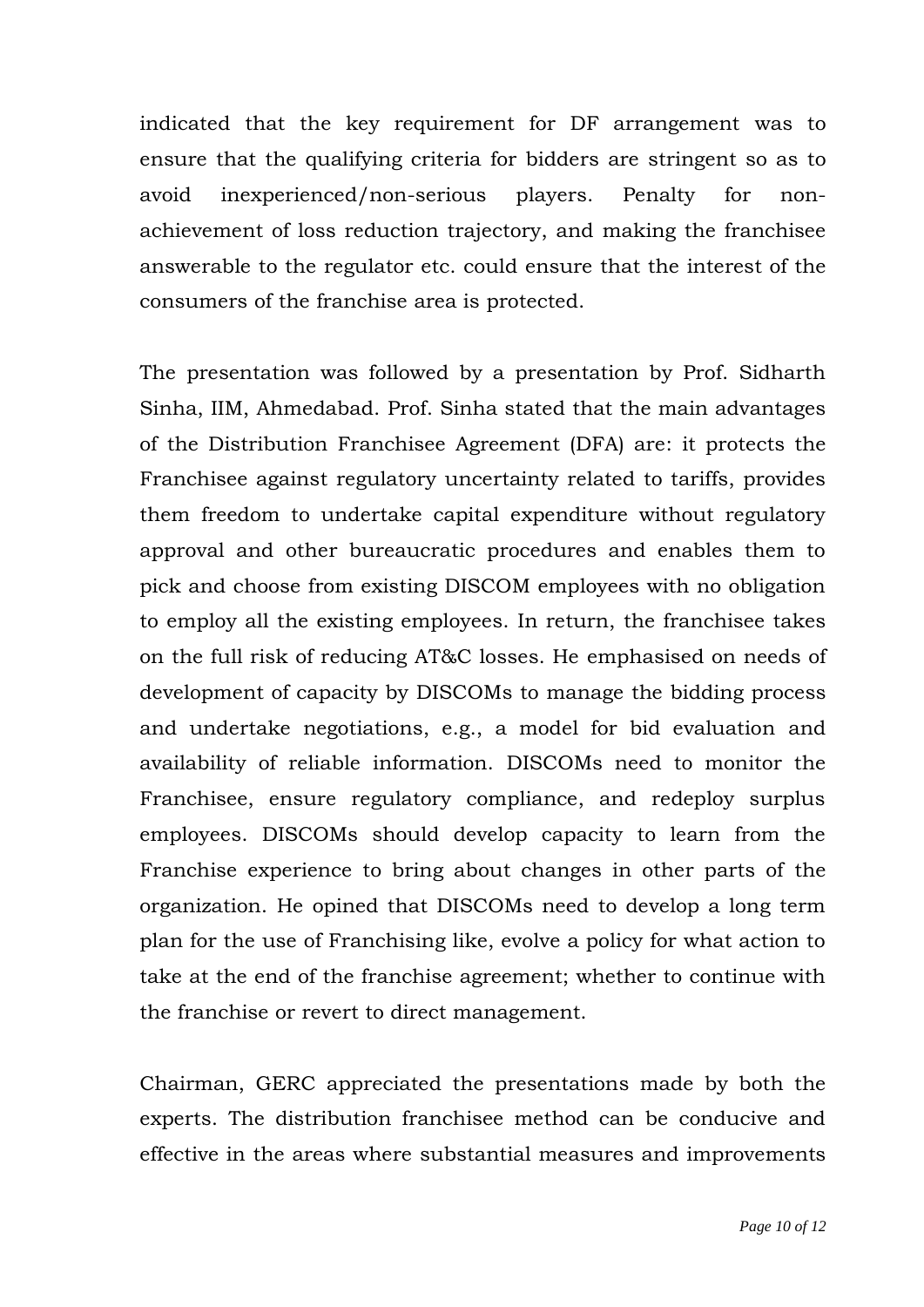indicated that the key requirement for DF arrangement was to ensure that the qualifying criteria for bidders are stringent so as to avoid inexperienced/non-serious players. Penalty for non-achievement of loss reduction trajectory, and making the franchisee answerable to the regulator etc. could ensure that the interest of the consumers of the franchise area is protected.

The presentation was followed by a presentation by Prof. Sidharth Sinha, IIM, Ahmedabad. Prof. Sinha stated that the main advantages of the Distribution Franchisee Agreement (DFA) are: it protects the Franchisee against regulatory uncertainty related to tariffs, provides them freedom to undertake capital expenditure without regulatory approval and other bureaucratic procedures and enables them to pick and choose from existing DISCOM employees with no obligation to employ all the existing employees. In return, the franchisee takes on the full risk of reducing AT&C losses. He emphasised on needs of development of capacity by DISCOMs to manage the bidding process and undertake negotiations, e.g., a model for bid evaluation and availability of reliable information. DISCOMs need to monitor the Franchisee, ensure regulatory compliance, and redeploy surplus employees. DISCOMs should develop capacity to learn from the Franchise experience to bring about changes in other parts of the organization. He opined that DISCOMs need to develop a long term plan for the use of Franchising like, evolve a policy for what action to take at the end of the franchise agreement; whether to continue with the franchise or revert to direct management.

Chairman, GERC appreciated the presentations made by both the experts. The distribution franchisee method can be conducive and effective in the areas where substantial measures and improvements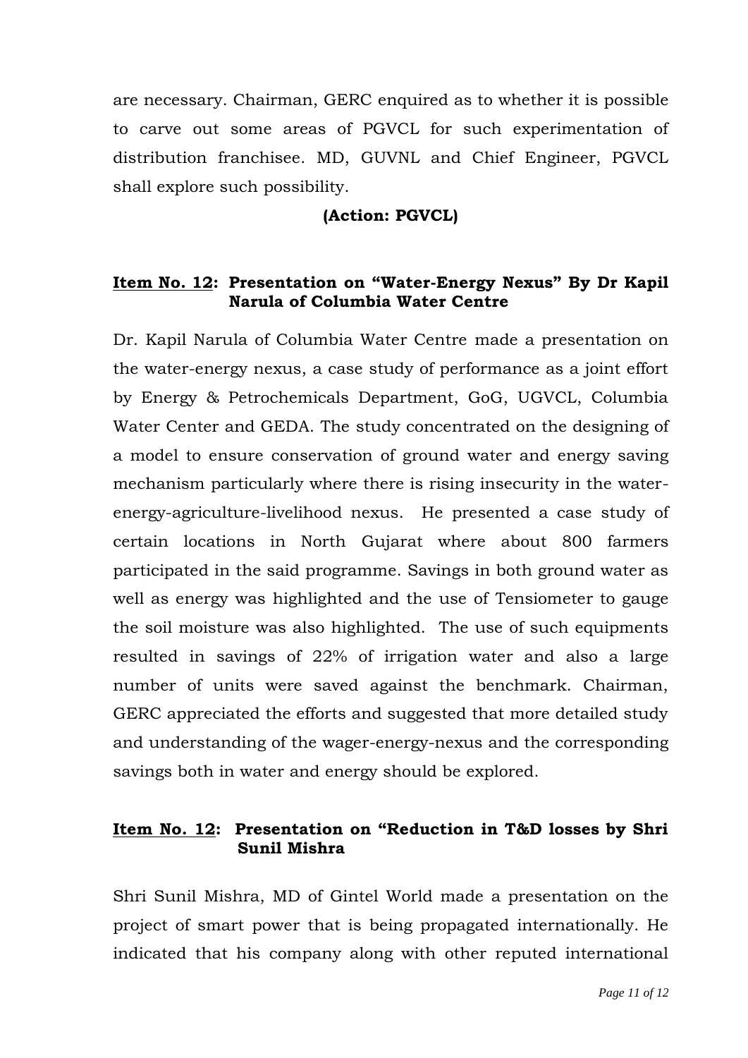are necessary. Chairman, GERC enquired as to whether it is possible to carve out some areas of PGVCL for such experimentation of distribution franchisee. MD, GUVNL and Chief Engineer, PGVCL shall explore such possibility.

**(Action: PGVCL)**

**<u>Item No. 12</u>: Presentation on "Water-Energy Nexus" By Dr Kapil Narula of Columbia Water Centre**

Dr. Kapil Narula of Columbia Water Centre made a presentation on the water-energy nexus, a case study of performance as a joint effort by Energy & Petrochemicals Department, GoG, UGVCL, Columbia Water Center and GEDA. The study concentrated on the designing of a model to ensure conservation of ground water and energy saving mechanism particularly where there is rising insecurity in the water-energy-agriculture-livelihood nexus. He presented a case study of certain locations in North Gujarat where about 800 farmers participated in the said programme. Savings in both ground water as well as energy was highlighted and the use of Tensiometer to gauge the soil moisture was also highlighted. The use of such equipments resulted in savings of 22% of irrigation water and also a large number of units were saved against the benchmark. Chairman, GERC appreciated the efforts and suggested that more detailed study and understanding of the wager-energy-nexus and the corresponding savings both in water and energy should be explored.

**<u>Item No. 12</u>: Presentation on "Reduction in T&D losses by Shri Sunil Mishra**

Shri Sunil Mishra, MD of Gintel World made a presentation on the project of smart power that is being propagated internationally. He indicated that his company along with other reputed international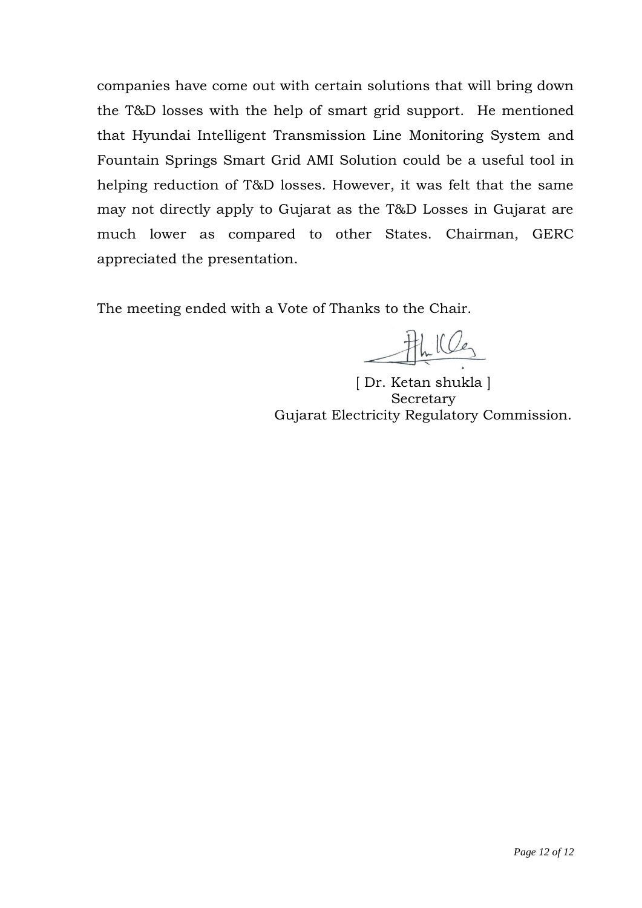companies have come out with certain solutions that will bring down the T&D losses with the help of smart grid support. He mentioned that Hyundai Intelligent Transmission Line Monitoring System and Fountain Springs Smart Grid AMI Solution could be a useful tool in helping reduction of T&D losses. However, it was felt that the same may not directly apply to Gujarat as the T&D Losses in Gujarat are much lower as compared to other States. Chairman, GERC appreciated the presentation.

The meeting ended with a Vote of Thanks to the Chair.

[ Dr. Ketan shukla ]
Secretary
Gujarat Electricity Regulatory Commission.